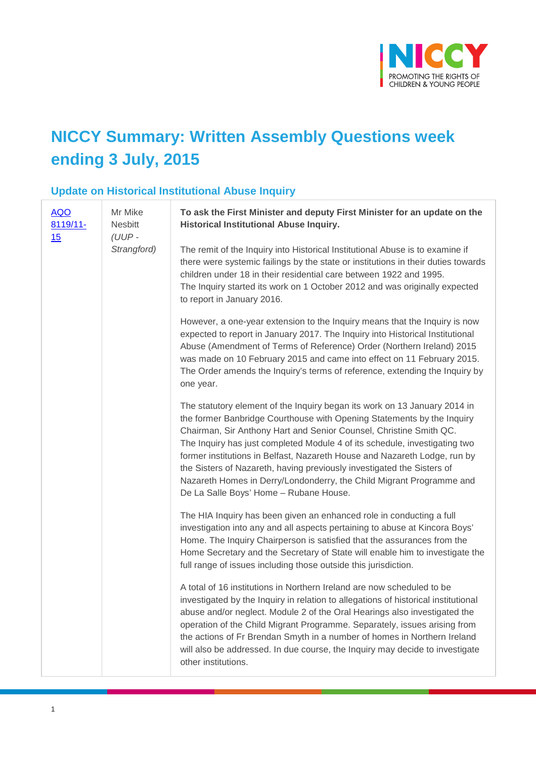# NICCY Summary: Written Assembly Questions week ending 3 July, 2015

## Update on Historical Institutional Abuse Inquiry

| | | |
|---|---|---|
| AQO 8119/11-15 | Mr Mike Nesbitt *(UUP - Strangford)* | **To ask the First Minister and deputy First Minister for an update on the Historical Institutional Abuse Inquiry.**<br><br>The remit of the Inquiry into Historical Institutional Abuse is to examine if there were systemic failings by the state or institutions in their duties towards children under 18 in their residential care between 1922 and 1995. The Inquiry started its work on 1 October 2012 and was originally expected to report in January 2016.<br><br>However, a one-year extension to the Inquiry means that the Inquiry is now expected to report in January 2017. The Inquiry into Historical Institutional Abuse (Amendment of Terms of Reference) Order (Northern Ireland) 2015 was made on 10 February 2015 and came into effect on 11 February 2015. The Order amends the Inquiry's terms of reference, extending the Inquiry by one year.<br><br>The statutory element of the Inquiry began its work on 13 January 2014 in the former Banbridge Courthouse with Opening Statements by the Inquiry Chairman, Sir Anthony Hart and Senior Counsel, Christine Smith QC. The Inquiry has just completed Module 4 of its schedule, investigating two former institutions in Belfast, Nazareth House and Nazareth Lodge, run by the Sisters of Nazareth, having previously investigated the Sisters of Nazareth Homes in Derry/Londonderry, the Child Migrant Programme and De La Salle Boys' Home – Rubane House.<br><br>The HIA Inquiry has been given an enhanced role in conducting a full investigation into any and all aspects pertaining to abuse at Kincora Boys' Home. The Inquiry Chairperson is satisfied that the assurances from the Home Secretary and the Secretary of State will enable him to investigate the full range of issues including those outside this jurisdiction.<br><br>A total of 16 institutions in Northern Ireland are now scheduled to be investigated by the Inquiry in relation to allegations of historical institutional abuse and/or neglect. Module 2 of the Oral Hearings also investigated the operation of the Child Migrant Programme. Separately, issues arising from the actions of Fr Brendan Smyth in a number of homes in Northern Ireland will also be addressed. In due course, the Inquiry may decide to investigate other institutions. |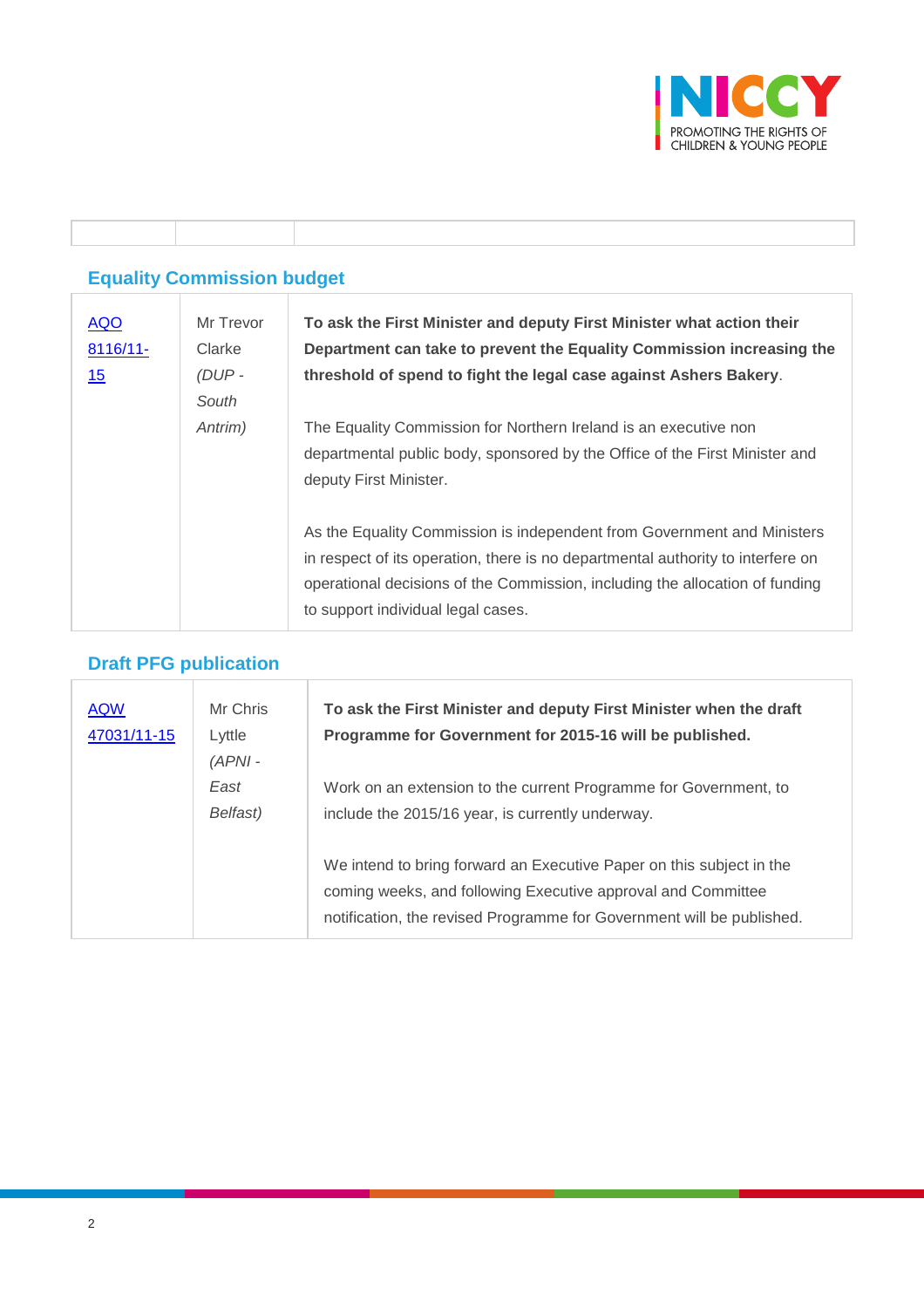## Equality Commission budget

| | | |
|---|---|---|
| [AQO 8116/11-15]() | Mr Trevor Clarke *(DUP - South Antrim)* | **To ask the First Minister and deputy First Minister what action their Department can take to prevent the Equality Commission increasing the threshold of spend to fight the legal case against Ashers Bakery**.<br><br>The Equality Commission for Northern Ireland is an executive non departmental public body, sponsored by the Office of the First Minister and deputy First Minister.<br><br>As the Equality Commission is independent from Government and Ministers in respect of its operation, there is no departmental authority to interfere on operational decisions of the Commission, including the allocation of funding to support individual legal cases. |

## Draft PFG publication

| | | |
|---|---|---|
| [AQW 47031/11-15]() | Mr Chris Lyttle *(APNI - East Belfast)* | **To ask the First Minister and deputy First Minister when the draft Programme for Government for 2015-16 will be published.**<br><br>Work on an extension to the current Programme for Government, to include the 2015/16 year, is currently underway.<br><br>We intend to bring forward an Executive Paper on this subject in the coming weeks, and following Executive approval and Committee notification, the revised Programme for Government will be published. |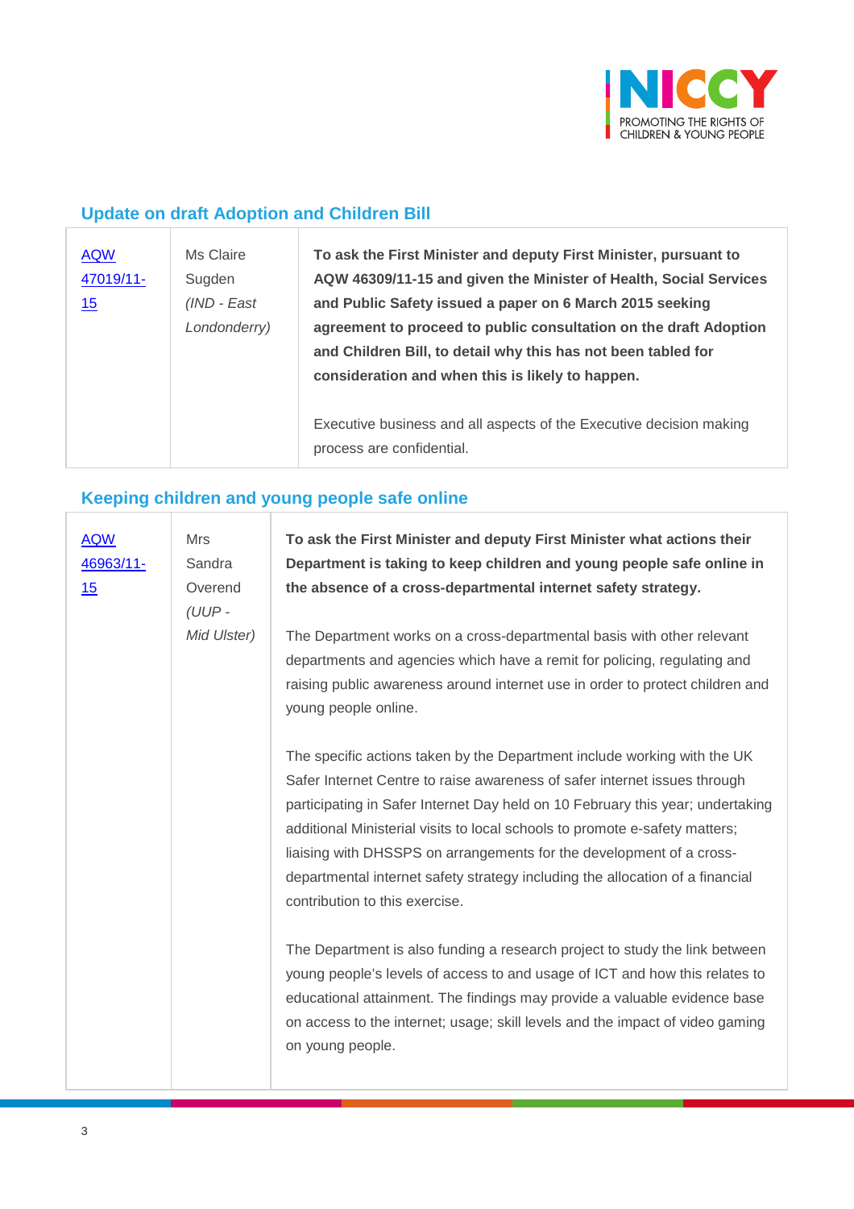## Update on draft Adoption and Children Bill

| | | |
|---|---|---|
| AQW 47019/11-15 | Ms Claire Sugden *(IND - East Londonderry)* | **To ask the First Minister and deputy First Minister, pursuant to AQW 46309/11-15 and given the Minister of Health, Social Services and Public Safety issued a paper on 6 March 2015 seeking agreement to proceed to public consultation on the draft Adoption and Children Bill, to detail why this has not been tabled for consideration and when this is likely to happen.**<br><br>Executive business and all aspects of the Executive decision making process are confidential. |

## Keeping children and young people safe online

| | | |
|---|---|---|
| AQW 46963/11-15 | Mrs Sandra Overend *(UUP - Mid Ulster)* | **To ask the First Minister and deputy First Minister what actions their Department is taking to keep children and young people safe online in the absence of a cross-departmental internet safety strategy.**<br><br>The Department works on a cross-departmental basis with other relevant departments and agencies which have a remit for policing, regulating and raising public awareness around internet use in order to protect children and young people online.<br><br>The specific actions taken by the Department include working with the UK Safer Internet Centre to raise awareness of safer internet issues through participating in Safer Internet Day held on 10 February this year; undertaking additional Ministerial visits to local schools to promote e-safety matters; liaising with DHSSPS on arrangements for the development of a cross-departmental internet safety strategy including the allocation of a financial contribution to this exercise.<br><br>The Department is also funding a research project to study the link between young people's levels of access to and usage of ICT and how this relates to educational attainment. The findings may provide a valuable evidence base on access to the internet; usage; skill levels and the impact of video gaming on young people. |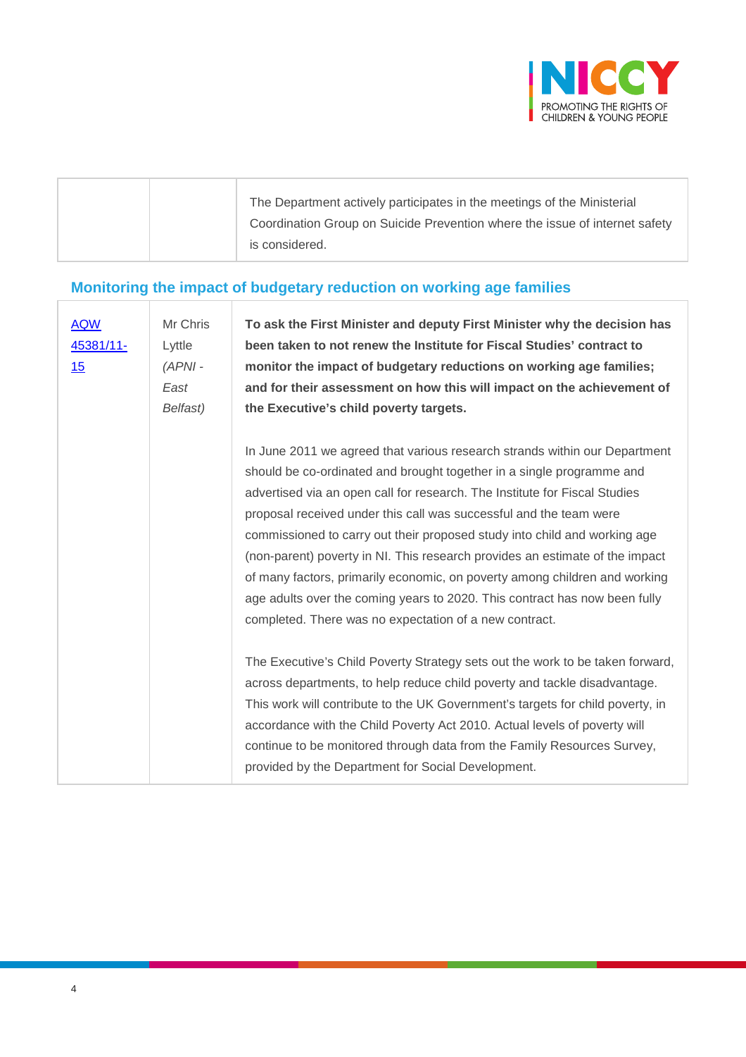| | | The Department actively participates in the meetings of the Ministerial Coordination Group on Suicide Prevention where the issue of internet safety is considered. |
|---|---|---|

## Monitoring the impact of budgetary reduction on working age families

| | | |
|---|---|---|
| [AQW 45381/11-15]() | Mr Chris Lyttle *(APNI - East Belfast)* | **To ask the First Minister and deputy First Minister why the decision has been taken to not renew the Institute for Fiscal Studies' contract to monitor the impact of budgetary reductions on working age families; and for their assessment on how this will impact on the achievement of the Executive's child poverty targets.**<br><br>In June 2011 we agreed that various research strands within our Department should be co-ordinated and brought together in a single programme and advertised via an open call for research. The Institute for Fiscal Studies proposal received under this call was successful and the team were commissioned to carry out their proposed study into child and working age (non-parent) poverty in NI. This research provides an estimate of the impact of many factors, primarily economic, on poverty among children and working age adults over the coming years to 2020. This contract has now been fully completed. There was no expectation of a new contract.<br><br>The Executive's Child Poverty Strategy sets out the work to be taken forward, across departments, to help reduce child poverty and tackle disadvantage. This work will contribute to the UK Government's targets for child poverty, in accordance with the Child Poverty Act 2010. Actual levels of poverty will continue to be monitored through data from the Family Resources Survey, provided by the Department for Social Development. |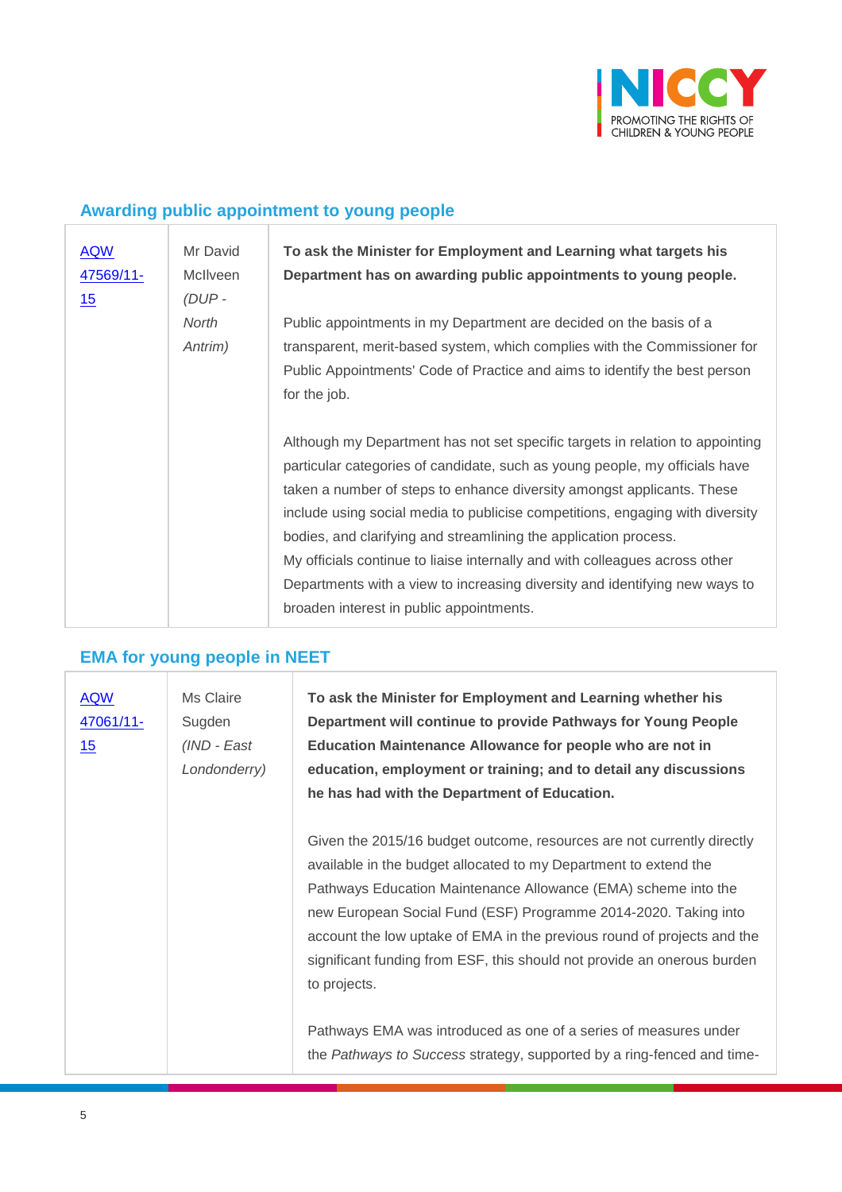## Awarding public appointment to young people

| | | |
|---|---|---|
| AQW 47569/11-15 | Mr David McIlveen *(DUP - North Antrim)* | **To ask the Minister for Employment and Learning what targets his Department has on awarding public appointments to young people.**<br><br>Public appointments in my Department are decided on the basis of a transparent, merit-based system, which complies with the Commissioner for Public Appointments' Code of Practice and aims to identify the best person for the job.<br><br>Although my Department has not set specific targets in relation to appointing particular categories of candidate, such as young people, my officials have taken a number of steps to enhance diversity amongst applicants. These include using social media to publicise competitions, engaging with diversity bodies, and clarifying and streamlining the application process.<br>My officials continue to liaise internally and with colleagues across other Departments with a view to increasing diversity and identifying new ways to broaden interest in public appointments. |

## EMA for young people in NEET

| | | |
|---|---|---|
| AQW 47061/11-15 | Ms Claire Sugden *(IND - East Londonderry)* | **To ask the Minister for Employment and Learning whether his Department will continue to provide Pathways for Young People Education Maintenance Allowance for people who are not in education, employment or training; and to detail any discussions he has had with the Department of Education.**<br><br>Given the 2015/16 budget outcome, resources are not currently directly available in the budget allocated to my Department to extend the Pathways Education Maintenance Allowance (EMA) scheme into the new European Social Fund (ESF) Programme 2014-2020. Taking into account the low uptake of EMA in the previous round of projects and the significant funding from ESF, this should not provide an onerous burden to projects.<br><br>Pathways EMA was introduced as one of a series of measures under the *Pathways to Success* strategy, supported by a ring-fenced and time- |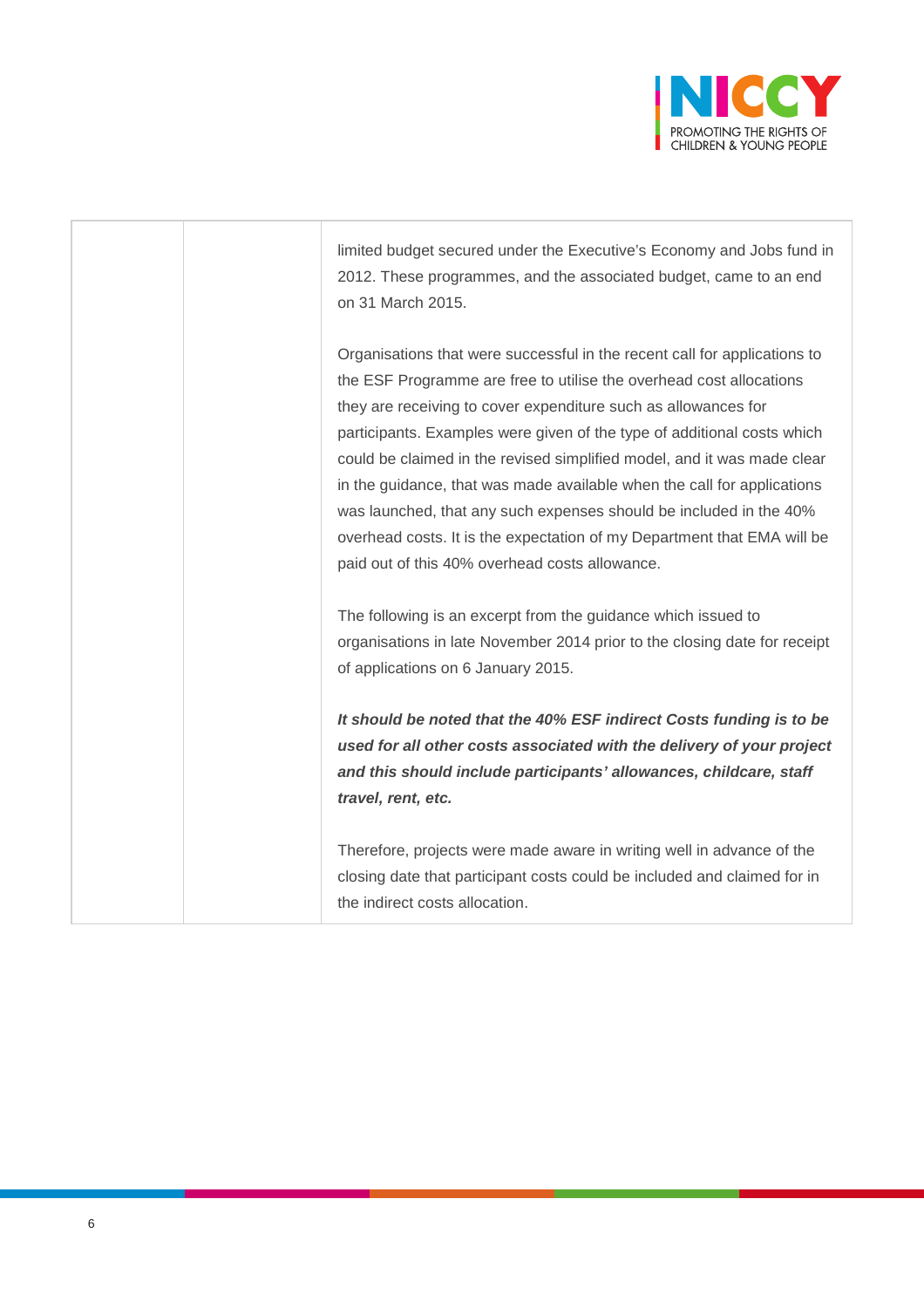| | | |
|---|---|---|
| | | limited budget secured under the Executive's Economy and Jobs fund in 2012. These programmes, and the associated budget, came to an end on 31 March 2015.<br><br>Organisations that were successful in the recent call for applications to the ESF Programme are free to utilise the overhead cost allocations they are receiving to cover expenditure such as allowances for participants. Examples were given of the type of additional costs which could be claimed in the revised simplified model, and it was made clear in the guidance, that was made available when the call for applications was launched, that any such expenses should be included in the 40% overhead costs. It is the expectation of my Department that EMA will be paid out of this 40% overhead costs allowance.<br><br>The following is an excerpt from the guidance which issued to organisations in late November 2014 prior to the closing date for receipt of applications on 6 January 2015.<br><br>***It should be noted that the 40% ESF indirect Costs funding is to be used for all other costs associated with the delivery of your project and this should include participants' allowances, childcare, staff travel, rent, etc.***<br><br>Therefore, projects were made aware in writing well in advance of the closing date that participant costs could be included and claimed for in the indirect costs allocation. |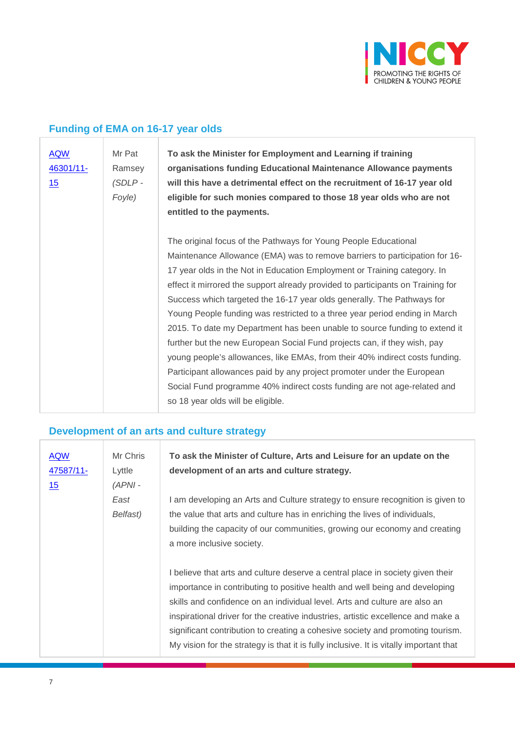## Funding of EMA on 16-17 year olds

| | | |
|---|---|---|
| AQW 46301/11-15 | Mr Pat Ramsey *(SDLP - Foyle)* | **To ask the Minister for Employment and Learning if training organisations funding Educational Maintenance Allowance payments will this have a detrimental effect on the recruitment of 16-17 year old eligible for such monies compared to those 18 year olds who are not entitled to the payments.**<br><br>The original focus of the Pathways for Young People Educational Maintenance Allowance (EMA) was to remove barriers to participation for 16-17 year olds in the Not in Education Employment or Training category. In effect it mirrored the support already provided to participants on Training for Success which targeted the 16-17 year olds generally. The Pathways for Young People funding was restricted to a three year period ending in March 2015. To date my Department has been unable to source funding to extend it further but the new European Social Fund projects can, if they wish, pay young people's allowances, like EMAs, from their 40% indirect costs funding. Participant allowances paid by any project promoter under the European Social Fund programme 40% indirect costs funding are not age-related and so 18 year olds will be eligible. |

## Development of an arts and culture strategy

| | | |
|---|---|---|
| AQW 47587/11-15 | Mr Chris Lyttle *(APNI - East Belfast)* | **To ask the Minister of Culture, Arts and Leisure for an update on the development of an arts and culture strategy.**<br><br>I am developing an Arts and Culture strategy to ensure recognition is given to the value that arts and culture has in enriching the lives of individuals, building the capacity of our communities, growing our economy and creating a more inclusive society.<br><br>I believe that arts and culture deserve a central place in society given their importance in contributing to positive health and well being and developing skills and confidence on an individual level. Arts and culture are also an inspirational driver for the creative industries, artistic excellence and make a significant contribution to creating a cohesive society and promoting tourism. My vision for the strategy is that it is fully inclusive. It is vitally important that |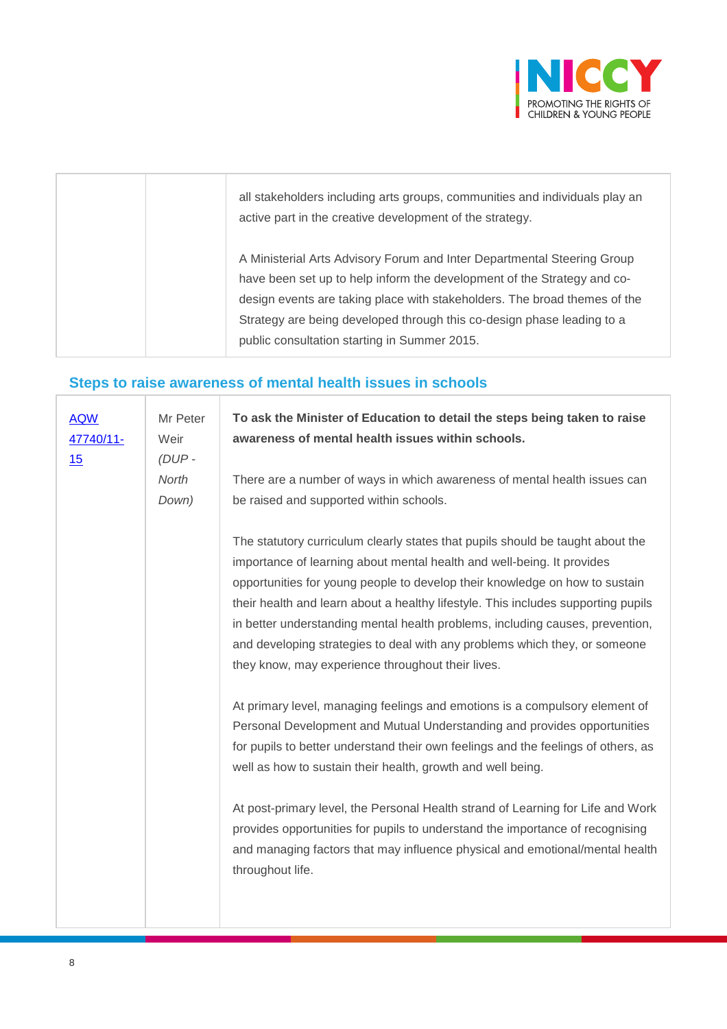| | | |
|---|---|---|
| | | all stakeholders including arts groups, communities and individuals play an active part in the creative development of the strategy.<br><br>A Ministerial Arts Advisory Forum and Inter Departmental Steering Group have been set up to help inform the development of the Strategy and co-design events are taking place with stakeholders. The broad themes of the Strategy are being developed through this co-design phase leading to a public consultation starting in Summer 2015. |

## Steps to raise awareness of mental health issues in schools

| | | |
|---|---|---|
| AQW 47740/11-15 | Mr Peter Weir *(DUP - North Down)* | **To ask the Minister of Education to detail the steps being taken to raise awareness of mental health issues within schools.**<br><br>There are a number of ways in which awareness of mental health issues can be raised and supported within schools.<br><br>The statutory curriculum clearly states that pupils should be taught about the importance of learning about mental health and well-being. It provides opportunities for young people to develop their knowledge on how to sustain their health and learn about a healthy lifestyle. This includes supporting pupils in better understanding mental health problems, including causes, prevention, and developing strategies to deal with any problems which they, or someone they know, may experience throughout their lives.<br><br>At primary level, managing feelings and emotions is a compulsory element of Personal Development and Mutual Understanding and provides opportunities for pupils to better understand their own feelings and the feelings of others, as well as how to sustain their health, growth and well being.<br><br>At post-primary level, the Personal Health strand of Learning for Life and Work provides opportunities for pupils to understand the importance of recognising and managing factors that may influence physical and emotional/mental health throughout life. |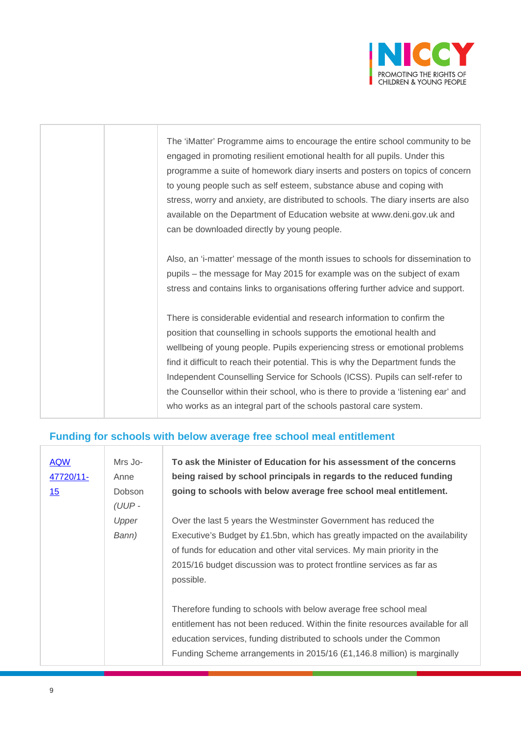| | | The 'iMatter' Programme aims to encourage the entire school community to be engaged in promoting resilient emotional health for all pupils. Under this programme a suite of homework diary inserts and posters on topics of concern to young people such as self esteem, substance abuse and coping with stress, worry and anxiety, are distributed to schools. The diary inserts are also available on the Department of Education website at www.deni.gov.uk and can be downloaded directly by young people.<br><br>Also, an 'i-matter' message of the month issues to schools for dissemination to pupils – the message for May 2015 for example was on the subject of exam stress and contains links to organisations offering further advice and support.<br><br>There is considerable evidential and research information to confirm the position that counselling in schools supports the emotional health and wellbeing of young people. Pupils experiencing stress or emotional problems find it difficult to reach their potential. This is why the Department funds the Independent Counselling Service for Schools (ICSS). Pupils can self-refer to the Counsellor within their school, who is there to provide a 'listening ear' and who works as an integral part of the schools pastoral care system. |
|---|---|---|

## Funding for schools with below average free school meal entitlement

| [AQW 47720/11-15]() | Mrs Jo-Anne Dobson *(UUP - Upper Bann)* | **To ask the Minister of Education for his assessment of the concerns being raised by school principals in regards to the reduced funding going to schools with below average free school meal entitlement.**<br><br>Over the last 5 years the Westminster Government has reduced the Executive's Budget by £1.5bn, which has greatly impacted on the availability of funds for education and other vital services. My main priority in the 2015/16 budget discussion was to protect frontline services as far as possible.<br><br>Therefore funding to schools with below average free school meal entitlement has not been reduced. Within the finite resources available for all education services, funding distributed to schools under the Common Funding Scheme arrangements in 2015/16 (£1,146.8 million) is marginally |
|---|---|---|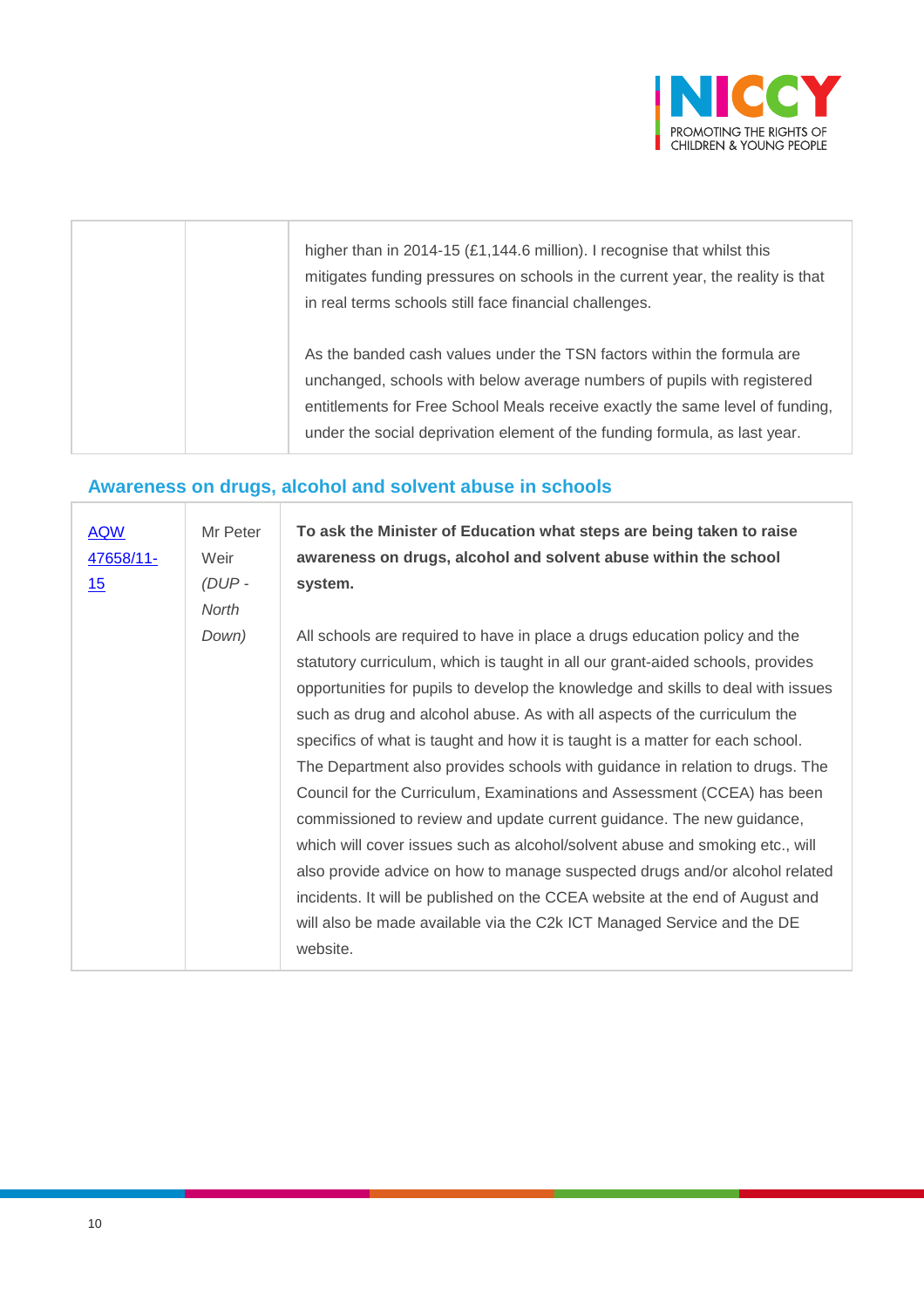| | | higher than in 2014-15 (£1,144.6 million). I recognise that whilst this mitigates funding pressures on schools in the current year, the reality is that in real terms schools still face financial challenges.<br><br>As the banded cash values under the TSN factors within the formula are unchanged, schools with below average numbers of pupils with registered entitlements for Free School Meals receive exactly the same level of funding, under the social deprivation element of the funding formula, as last year. |
|---|---|---|

## Awareness on drugs, alcohol and solvent abuse in schools

| AQW 47658/11-15 | Mr Peter Weir *(DUP - North Down)* | **To ask the Minister of Education what steps are being taken to raise awareness on drugs, alcohol and solvent abuse within the school system.**<br><br>All schools are required to have in place a drugs education policy and the statutory curriculum, which is taught in all our grant-aided schools, provides opportunities for pupils to develop the knowledge and skills to deal with issues such as drug and alcohol abuse. As with all aspects of the curriculum the specifics of what is taught and how it is taught is a matter for each school. The Department also provides schools with guidance in relation to drugs. The Council for the Curriculum, Examinations and Assessment (CCEA) has been commissioned to review and update current guidance. The new guidance, which will cover issues such as alcohol/solvent abuse and smoking etc., will also provide advice on how to manage suspected drugs and/or alcohol related incidents. It will be published on the CCEA website at the end of August and will also be made available via the C2k ICT Managed Service and the DE website. |
|---|---|---|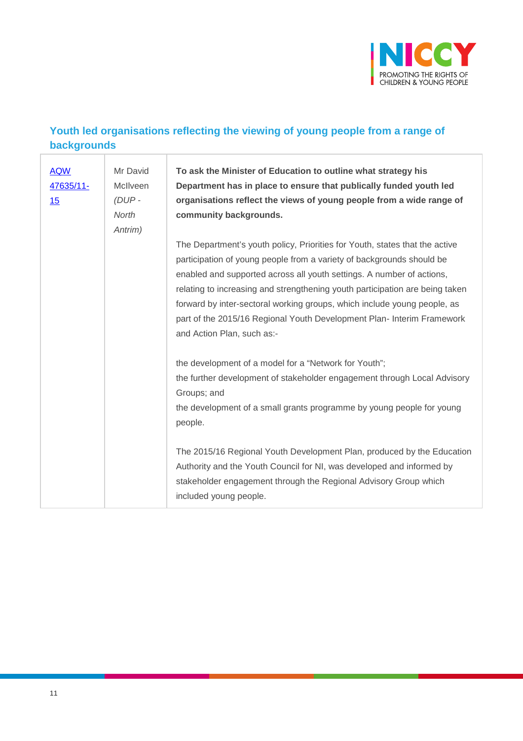## Youth led organisations reflecting the viewing of young people from a range of backgrounds

| | | |
|---|---|---|
| AQW 47635/11-15 | Mr David McIlveen *(DUP - North Antrim)* | **To ask the Minister of Education to outline what strategy his Department has in place to ensure that publically funded youth led organisations reflect the views of young people from a wide range of community backgrounds.**<br><br>The Department's youth policy, Priorities for Youth, states that the active participation of young people from a variety of backgrounds should be enabled and supported across all youth settings. A number of actions, relating to increasing and strengthening youth participation are being taken forward by inter-sectoral working groups, which include young people, as part of the 2015/16 Regional Youth Development Plan- Interim Framework and Action Plan, such as:-<br><br>the development of a model for a "Network for Youth";<br>the further development of stakeholder engagement through Local Advisory Groups; and<br>the development of a small grants programme by young people for young people.<br><br>The 2015/16 Regional Youth Development Plan, produced by the Education Authority and the Youth Council for NI, was developed and informed by stakeholder engagement through the Regional Advisory Group which included young people. |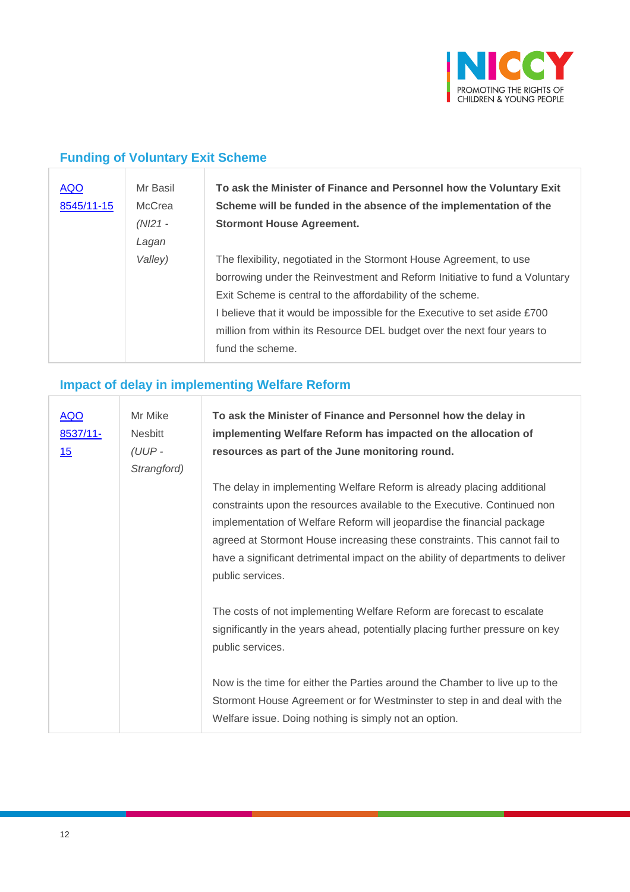## Funding of Voluntary Exit Scheme

| | | |
|---|---|---|
| AQO 8545/11-15 | Mr Basil McCrea *(NI21 - Lagan Valley)* | **To ask the Minister of Finance and Personnel how the Voluntary Exit Scheme will be funded in the absence of the implementation of the Stormont House Agreement.**<br><br>The flexibility, negotiated in the Stormont House Agreement, to use borrowing under the Reinvestment and Reform Initiative to fund a Voluntary Exit Scheme is central to the affordability of the scheme.<br>I believe that it would be impossible for the Executive to set aside £700 million from within its Resource DEL budget over the next four years to fund the scheme. |

## Impact of delay in implementing Welfare Reform

| | | |
|---|---|---|
| AQO 8537/11-15 | Mr Mike Nesbitt *(UUP - Strangford)* | **To ask the Minister of Finance and Personnel how the delay in implementing Welfare Reform has impacted on the allocation of resources as part of the June monitoring round.**<br><br>The delay in implementing Welfare Reform is already placing additional constraints upon the resources available to the Executive. Continued non implementation of Welfare Reform will jeopardise the financial package agreed at Stormont House increasing these constraints. This cannot fail to have a significant detrimental impact on the ability of departments to deliver public services.<br><br>The costs of not implementing Welfare Reform are forecast to escalate significantly in the years ahead, potentially placing further pressure on key public services.<br><br>Now is the time for either the Parties around the Chamber to live up to the Stormont House Agreement or for Westminster to step in and deal with the Welfare issue. Doing nothing is simply not an option. |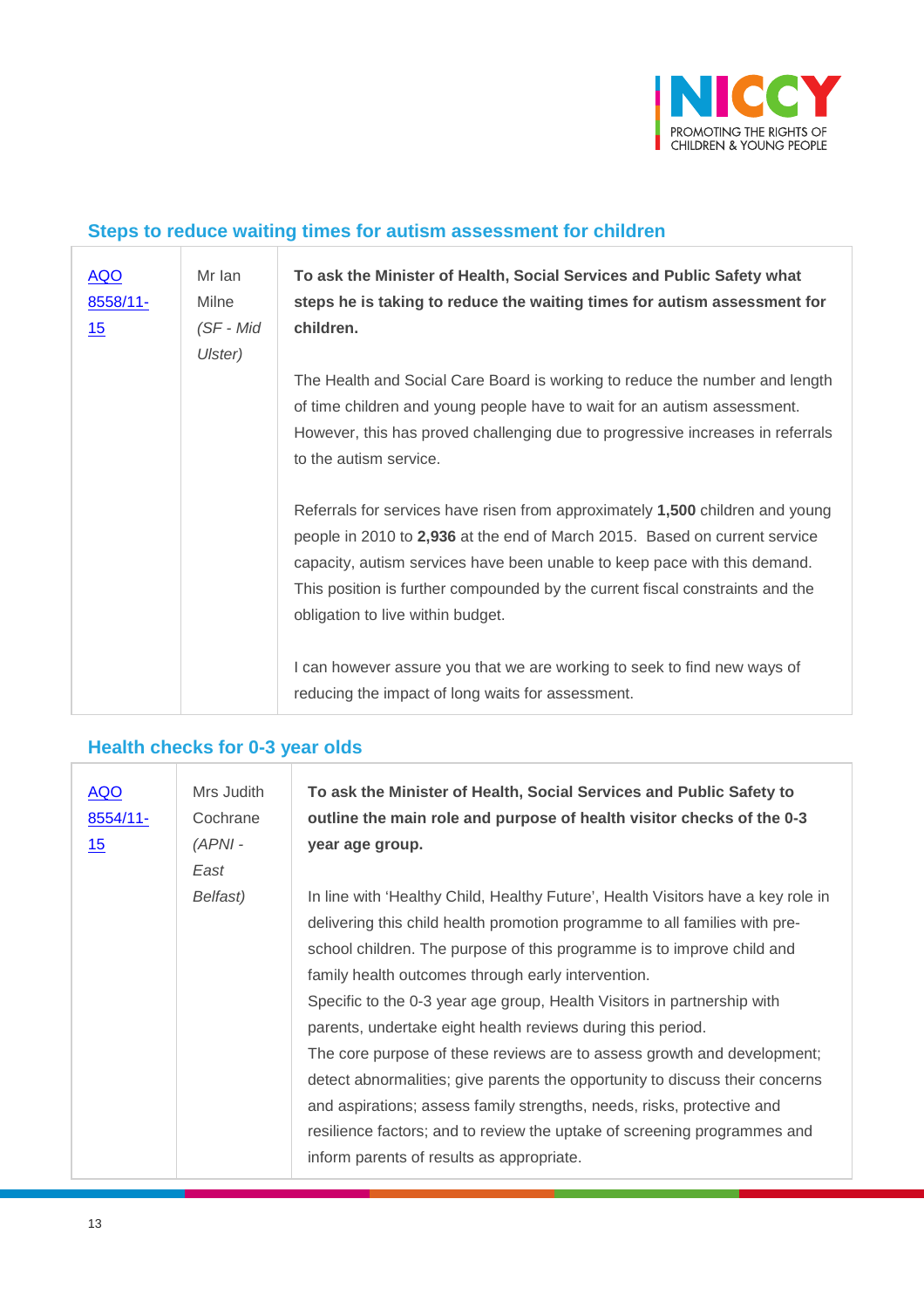## Steps to reduce waiting times for autism assessment for children

| | | |
|---|---|---|
| AQO 8558/11-15 | Mr Ian Milne *(SF - Mid Ulster)* | **To ask the Minister of Health, Social Services and Public Safety what steps he is taking to reduce the waiting times for autism assessment for children.**<br><br>The Health and Social Care Board is working to reduce the number and length of time children and young people have to wait for an autism assessment. However, this has proved challenging due to progressive increases in referrals to the autism service.<br><br>Referrals for services have risen from approximately **1,500** children and young people in 2010 to **2,936** at the end of March 2015. Based on current service capacity, autism services have been unable to keep pace with this demand. This position is further compounded by the current fiscal constraints and the obligation to live within budget.<br><br>I can however assure you that we are working to seek to find new ways of reducing the impact of long waits for assessment. |

## Health checks for 0-3 year olds

| | | |
|---|---|---|
| AQO 8554/11-15 | Mrs Judith Cochrane *(APNI - East Belfast)* | **To ask the Minister of Health, Social Services and Public Safety to outline the main role and purpose of health visitor checks of the 0-3 year age group.**<br><br>In line with 'Healthy Child, Healthy Future', Health Visitors have a key role in delivering this child health promotion programme to all families with pre-school children. The purpose of this programme is to improve child and family health outcomes through early intervention.<br>Specific to the 0-3 year age group, Health Visitors in partnership with parents, undertake eight health reviews during this period.<br>The core purpose of these reviews are to assess growth and development; detect abnormalities; give parents the opportunity to discuss their concerns and aspirations; assess family strengths, needs, risks, protective and resilience factors; and to review the uptake of screening programmes and inform parents of results as appropriate. |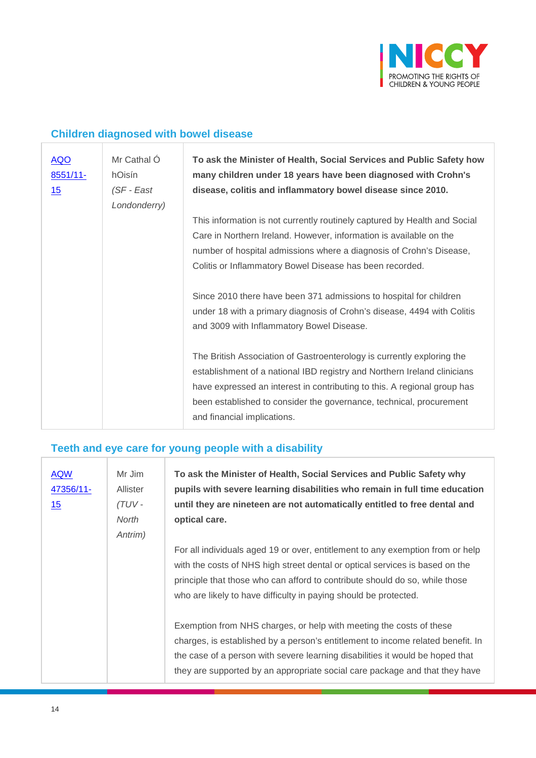## Children diagnosed with bowel disease

| | | |
|---|---|---|
| AQO 8551/11-15 | Mr Cathal Ó hOisín *(SF - East Londonderry)* | **To ask the Minister of Health, Social Services and Public Safety how many children under 18 years have been diagnosed with Crohn's disease, colitis and inflammatory bowel disease since 2010.**<br><br>This information is not currently routinely captured by Health and Social Care in Northern Ireland. However, information is available on the number of hospital admissions where a diagnosis of Crohn's Disease, Colitis or Inflammatory Bowel Disease has been recorded.<br><br>Since 2010 there have been 371 admissions to hospital for children under 18 with a primary diagnosis of Crohn's disease, 4494 with Colitis and 3009 with Inflammatory Bowel Disease.<br><br>The British Association of Gastroenterology is currently exploring the establishment of a national IBD registry and Northern Ireland clinicians have expressed an interest in contributing to this. A regional group has been established to consider the governance, technical, procurement and financial implications. |

## Teeth and eye care for young people with a disability

| | | |
|---|---|---|
| AQW 47356/11-15 | Mr Jim Allister *(TUV - North Antrim)* | **To ask the Minister of Health, Social Services and Public Safety why pupils with severe learning disabilities who remain in full time education until they are nineteen are not automatically entitled to free dental and optical care.**<br><br>For all individuals aged 19 or over, entitlement to any exemption from or help with the costs of NHS high street dental or optical services is based on the principle that those who can afford to contribute should do so, while those who are likely to have difficulty in paying should be protected.<br><br>Exemption from NHS charges, or help with meeting the costs of these charges, is established by a person's entitlement to income related benefit. In the case of a person with severe learning disabilities it would be hoped that they are supported by an appropriate social care package and that they have |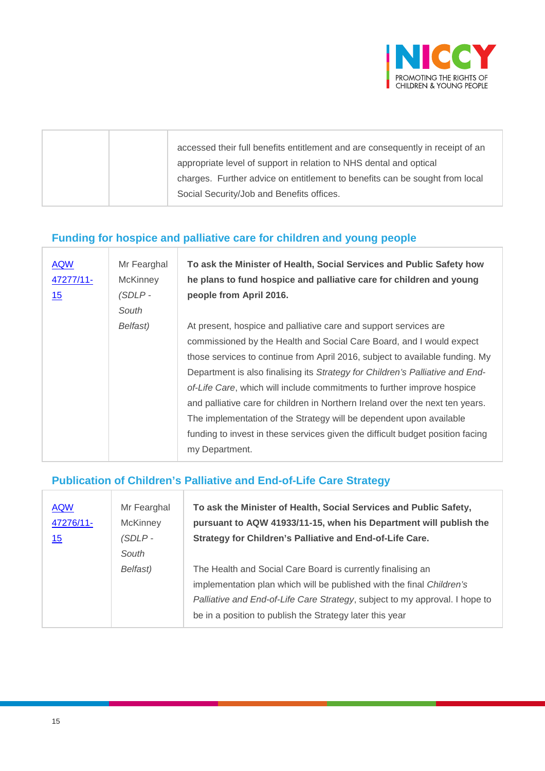| | | accessed their full benefits entitlement and are consequently in receipt of an appropriate level of support in relation to NHS dental and optical charges. Further advice on entitlement to benefits can be sought from local Social Security/Job and Benefits offices. |
|---|---|---|

## Funding for hospice and palliative care for children and young people

| | | |
|---|---|---|
| AQW 47277/11-15 | Mr Fearghal McKinney *(SDLP - South Belfast)* | **To ask the Minister of Health, Social Services and Public Safety how he plans to fund hospice and palliative care for children and young people from April 2016.**<br><br>At present, hospice and palliative care and support services are commissioned by the Health and Social Care Board, and I would expect those services to continue from April 2016, subject to available funding. My Department is also finalising its *Strategy for Children's Palliative and End-of-Life Care*, which will include commitments to further improve hospice and palliative care for children in Northern Ireland over the next ten years. The implementation of the Strategy will be dependent upon available funding to invest in these services given the difficult budget position facing my Department. |

## Publication of Children's Palliative and End-of-Life Care Strategy

| | | |
|---|---|---|
| AQW 47276/11-15 | Mr Fearghal McKinney *(SDLP - South Belfast)* | **To ask the Minister of Health, Social Services and Public Safety, pursuant to AQW 41933/11-15, when his Department will publish the Strategy for Children's Palliative and End-of-Life Care.**<br><br>The Health and Social Care Board is currently finalising an implementation plan which will be published with the final *Children's Palliative and End-of-Life Care Strategy*, subject to my approval. I hope to be in a position to publish the Strategy later this year |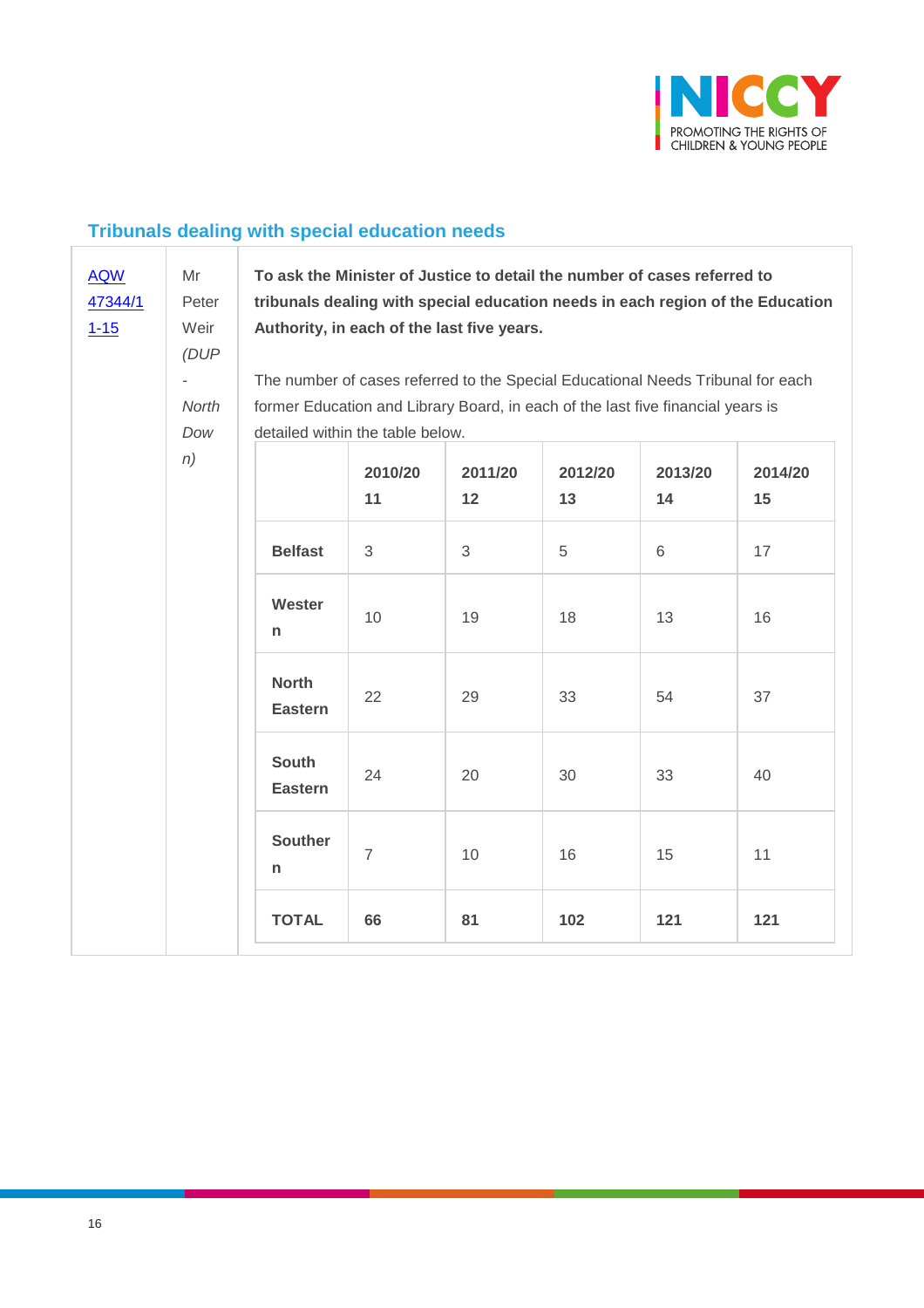## Tribunals dealing with special education needs

| AQW 47344/11-15 | Mr Peter Weir *(DUP - North Down)* | **To ask the Minister of Justice to detail the number of cases referred to tribunals dealing with special education needs in each region of the Education Authority, in each of the last five years.** The number of cases referred to the Special Educational Needs Tribunal for each former Education and Library Board, in each of the last five financial years is detailed within the table below. |
|---|---|---|

| | **2010/2011** | **2011/2012** | **2012/2013** | **2013/2014** | **2014/2015** |
|---|---|---|---|---|---|
| **Belfast** | 3 | 3 | 5 | 6 | 17 |
| **Western** | 10 | 19 | 18 | 13 | 16 |
| **North Eastern** | 22 | 29 | 33 | 54 | 37 |
| **South Eastern** | 24 | 20 | 30 | 33 | 40 |
| **Southern** | 7 | 10 | 16 | 15 | 11 |
| **TOTAL** | **66** | **81** | **102** | **121** | **121** |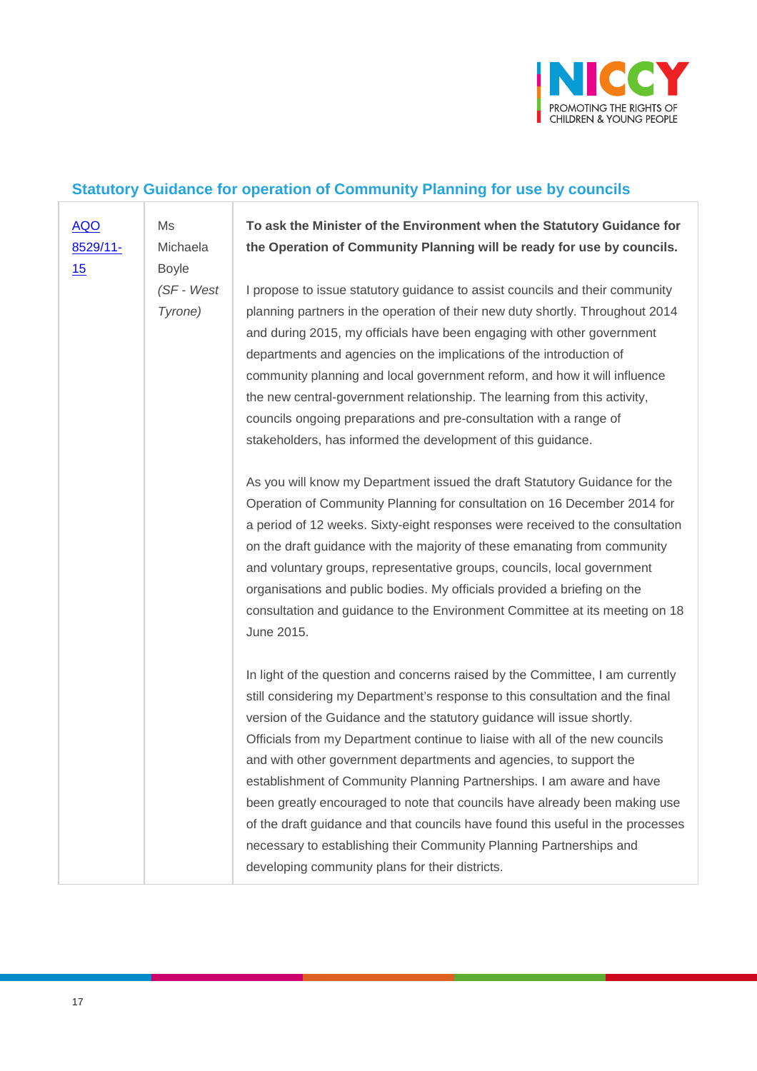### Statistical Guidance for operation of Community Planning for use by councils

| | | |
|---|---|---|
| AQO 8529/11-15 | Ms Michaela Boyle *(SF - West Tyrone)* | **To ask the Minister of the Environment when the Statutory Guidance for the Operation of Community Planning will be ready for use by councils.**<br><br>I propose to issue statutory guidance to assist councils and their community planning partners in the operation of their new duty shortly. Throughout 2014 and during 2015, my officials have been engaging with other government departments and agencies on the implications of the introduction of community planning and local government reform, and how it will influence the new central-government relationship. The learning from this activity, councils ongoing preparations and pre-consultation with a range of stakeholders, has informed the development of this guidance.<br><br>As you will know my Department issued the draft Statutory Guidance for the Operation of Community Planning for consultation on 16 December 2014 for a period of 12 weeks. Sixty-eight responses were received to the consultation on the draft guidance with the majority of these emanating from community and voluntary groups, representative groups, councils, local government organisations and public bodies. My officials provided a briefing on the consultation and guidance to the Environment Committee at its meeting on 18 June 2015.<br><br>In light of the question and concerns raised by the Committee, I am currently still considering my Department's response to this consultation and the final version of the Guidance and the statutory guidance will issue shortly. Officials from my Department continue to liaise with all of the new councils and with other government departments and agencies, to support the establishment of Community Planning Partnerships. I am aware and have been greatly encouraged to note that councils have already been making use of the draft guidance and that councils have found this useful in the processes necessary to establishing their Community Planning Partnerships and developing community plans for their districts. |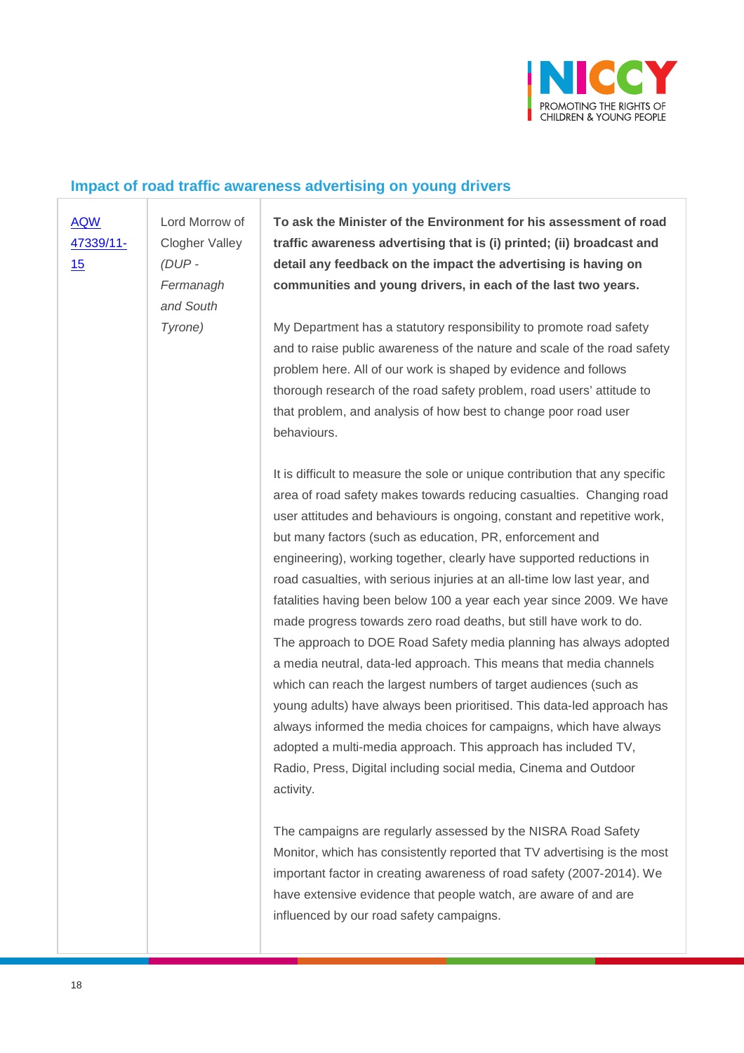## Impact of road traffic awareness advertising on young drivers

| | | |
|---|---|---|
| [AQW 47339/11-15]() | Lord Morrow of Clogher Valley *(DUP - Fermanagh and South Tyrone)* | **To ask the Minister of the Environment for his assessment of road traffic awareness advertising that is (i) printed; (ii) broadcast and detail any feedback on the impact the advertising is having on communities and young drivers, in each of the last two years.**<br><br>My Department has a statutory responsibility to promote road safety and to raise public awareness of the nature and scale of the road safety problem here. All of our work is shaped by evidence and follows thorough research of the road safety problem, road users' attitude to that problem, and analysis of how best to change poor road user behaviours.<br><br>It is difficult to measure the sole or unique contribution that any specific area of road safety makes towards reducing casualties. Changing road user attitudes and behaviours is ongoing, constant and repetitive work, but many factors (such as education, PR, enforcement and engineering), working together, clearly have supported reductions in road casualties, with serious injuries at an all-time low last year, and fatalities having been below 100 a year each year since 2009. We have made progress towards zero road deaths, but still have work to do. The approach to DOE Road Safety media planning has always adopted a media neutral, data-led approach. This means that media channels which can reach the largest numbers of target audiences (such as young adults) have always been prioritised. This data-led approach has always informed the media choices for campaigns, which have always adopted a multi-media approach. This approach has included TV, Radio, Press, Digital including social media, Cinema and Outdoor activity.<br><br>The campaigns are regularly assessed by the NISRA Road Safety Monitor, which has consistently reported that TV advertising is the most important factor in creating awareness of road safety (2007-2014). We have extensive evidence that people watch, are aware of and are influenced by our road safety campaigns. |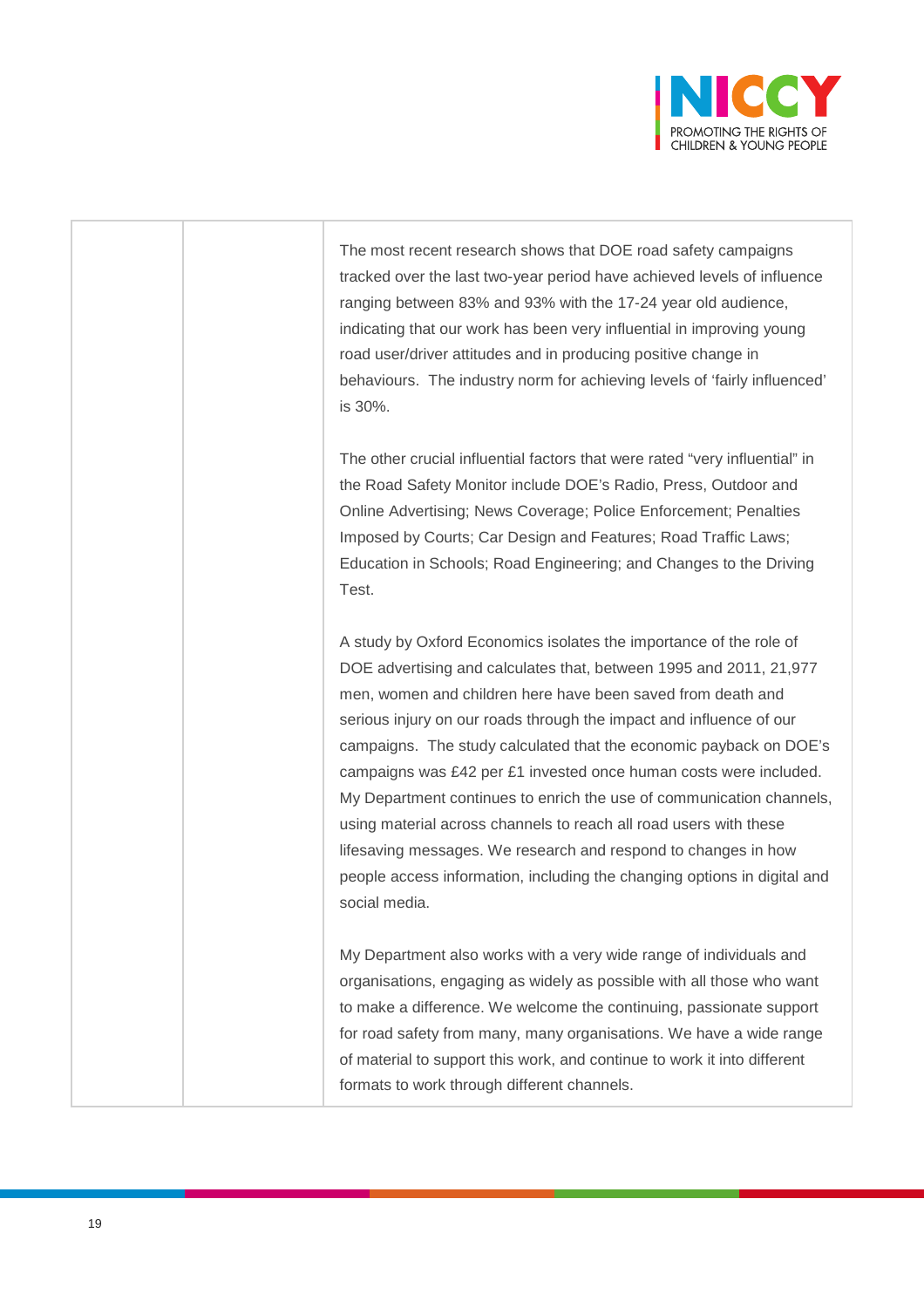|  |  | The most recent research shows that DOE road safety campaigns tracked over the last two-year period have achieved levels of influence ranging between 83% and 93% with the 17-24 year old audience, indicating that our work has been very influential in improving young road user/driver attitudes and in producing positive change in behaviours. The industry norm for achieving levels of 'fairly influenced' is 30%.<br><br>The other crucial influential factors that were rated "very influential" in the Road Safety Monitor include DOE's Radio, Press, Outdoor and Online Advertising; News Coverage; Police Enforcement; Penalties Imposed by Courts; Car Design and Features; Road Traffic Laws; Education in Schools; Road Engineering; and Changes to the Driving Test.<br><br>A study by Oxford Economics isolates the importance of the role of DOE advertising and calculates that, between 1995 and 2011, 21,977 men, women and children here have been saved from death and serious injury on our roads through the impact and influence of our campaigns. The study calculated that the economic payback on DOE's campaigns was £42 per £1 invested once human costs were included. My Department continues to enrich the use of communication channels, using material across channels to reach all road users with these lifesaving messages. We research and respond to changes in how people access information, including the changing options in digital and social media.<br><br>My Department also works with a very wide range of individuals and organisations, engaging as widely as possible with all those who want to make a difference. We welcome the continuing, passionate support for road safety from many, many organisations. We have a wide range of material to support this work, and continue to work it into different formats to work through different channels. |
|---|---|---|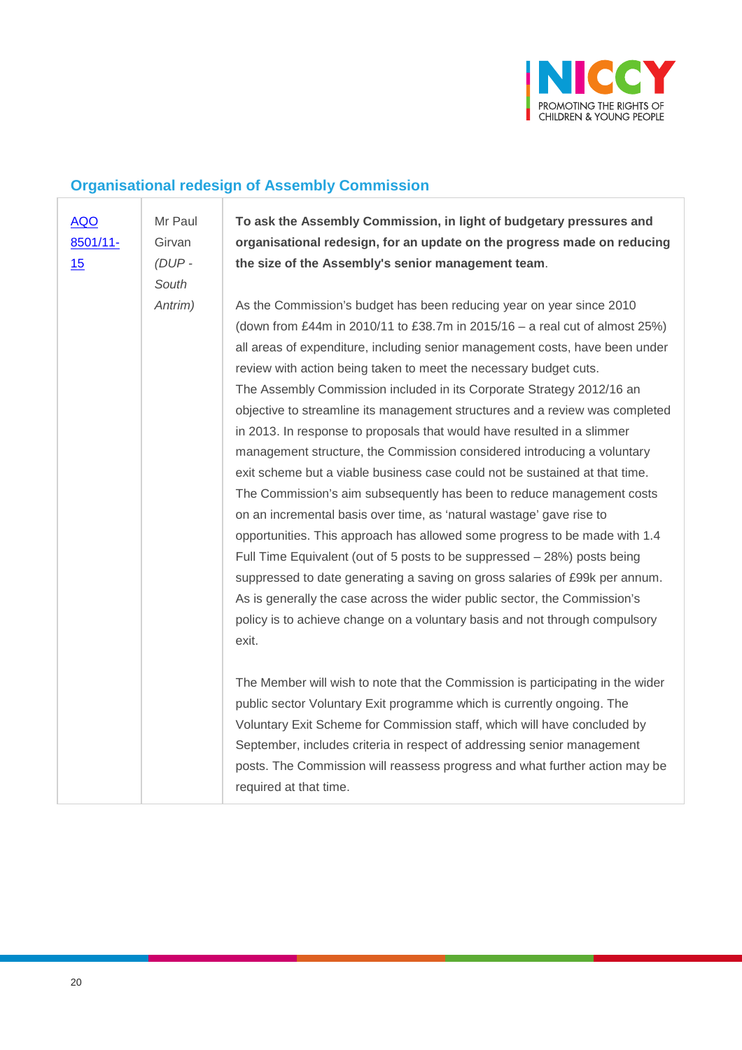## Organisational redesign of Assembly Commission

| | | |
|---|---|---|
| AQO 8501/11-15 | Mr Paul Girvan *(DUP - South Antrim)* | **To ask the Assembly Commission, in light of budgetary pressures and organisational redesign, for an update on the progress made on reducing the size of the Assembly's senior management team**.<br><br>As the Commission's budget has been reducing year on year since 2010 (down from £44m in 2010/11 to £38.7m in 2015/16 – a real cut of almost 25%) all areas of expenditure, including senior management costs, have been under review with action being taken to meet the necessary budget cuts.<br>The Assembly Commission included in its Corporate Strategy 2012/16 an objective to streamline its management structures and a review was completed in 2013. In response to proposals that would have resulted in a slimmer management structure, the Commission considered introducing a voluntary exit scheme but a viable business case could not be sustained at that time. The Commission's aim subsequently has been to reduce management costs on an incremental basis over time, as 'natural wastage' gave rise to opportunities. This approach has allowed some progress to be made with 1.4 Full Time Equivalent (out of 5 posts to be suppressed – 28%) posts being suppressed to date generating a saving on gross salaries of £99k per annum. As is generally the case across the wider public sector, the Commission's policy is to achieve change on a voluntary basis and not through compulsory exit.<br><br>The Member will wish to note that the Commission is participating in the wider public sector Voluntary Exit programme which is currently ongoing. The Voluntary Exit Scheme for Commission staff, which will have concluded by September, includes criteria in respect of addressing senior management posts. The Commission will reassess progress and what further action may be required at that time. |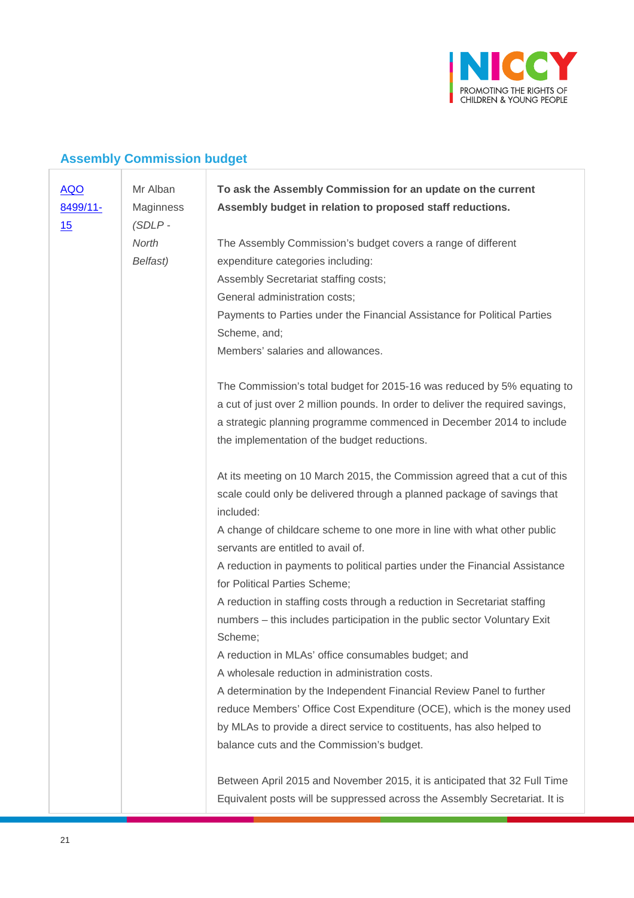## Assembly Commission budget

| | | |
|---|---|---|
| [AQO 8499/11-15]() | Mr Alban Maginness *(SDLP - North Belfast)* | **To ask the Assembly Commission for an update on the current Assembly budget in relation to proposed staff reductions.**<br><br>The Assembly Commission's budget covers a range of different expenditure categories including:<br>Assembly Secretariat staffing costs;<br>General administration costs;<br>Payments to Parties under the Financial Assistance for Political Parties Scheme, and;<br>Members' salaries and allowances.<br><br>The Commission's total budget for 2015-16 was reduced by 5% equating to a cut of just over 2 million pounds. In order to deliver the required savings, a strategic planning programme commenced in December 2014 to include the implementation of the budget reductions.<br><br>At its meeting on 10 March 2015, the Commission agreed that a cut of this scale could only be delivered through a planned package of savings that included:<br>A change of childcare scheme to one more in line with what other public servants are entitled to avail of.<br>A reduction in payments to political parties under the Financial Assistance for Political Parties Scheme;<br>A reduction in staffing costs through a reduction in Secretariat staffing numbers – this includes participation in the public sector Voluntary Exit Scheme;<br>A reduction in MLAs' office consumables budget; and<br>A wholesale reduction in administration costs.<br>A determination by the Independent Financial Review Panel to further reduce Members' Office Cost Expenditure (OCE), which is the money used by MLAs to provide a direct service to costituents, has also helped to balance cuts and the Commission's budget.<br><br>Between April 2015 and November 2015, it is anticipated that 32 Full Time Equivalent posts will be suppressed across the Assembly Secretariat. It is |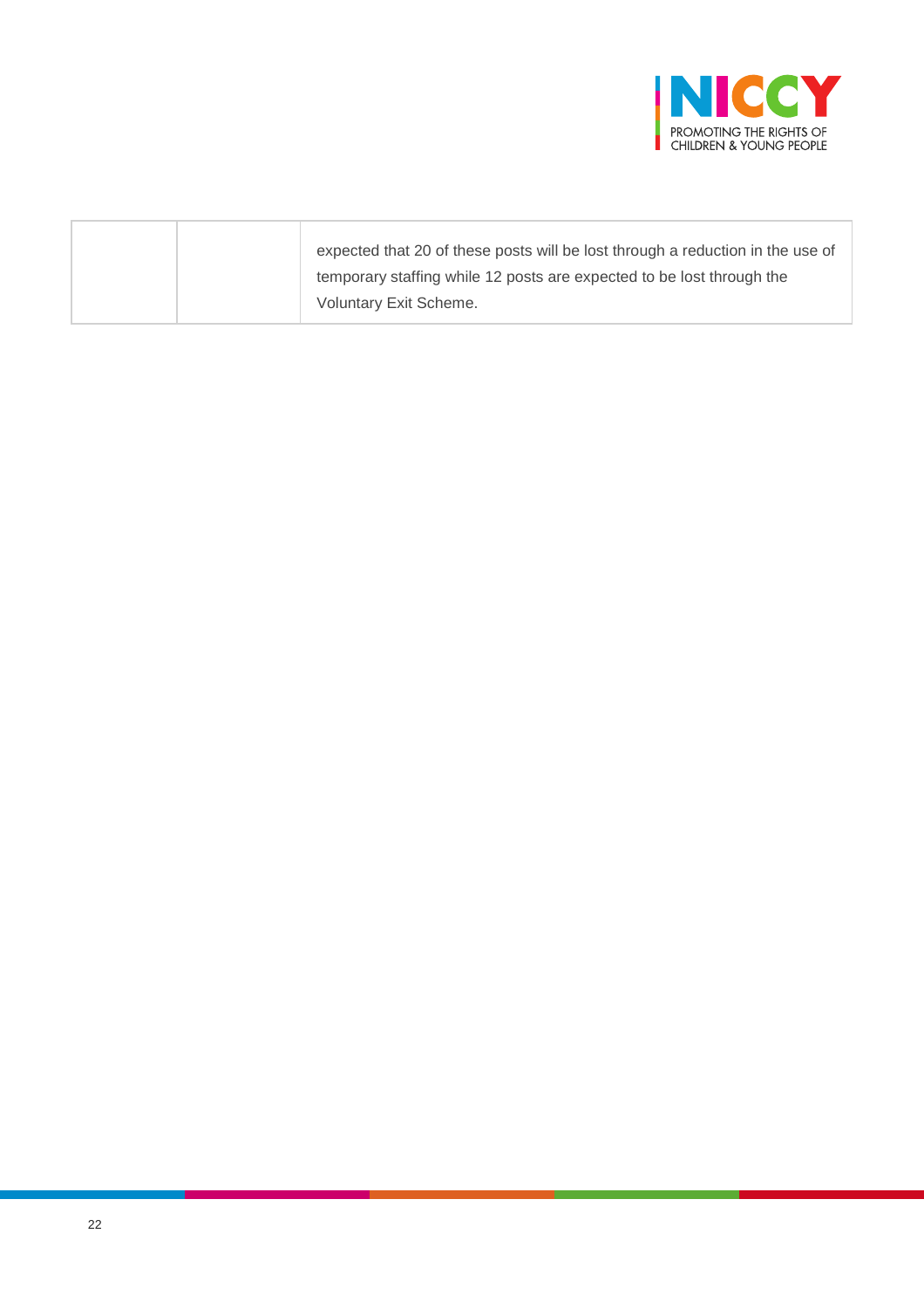| | | |
|---|---|---|
| | | expected that 20 of these posts will be lost through a reduction in the use of temporary staffing while 12 posts are expected to be lost through the Voluntary Exit Scheme. |